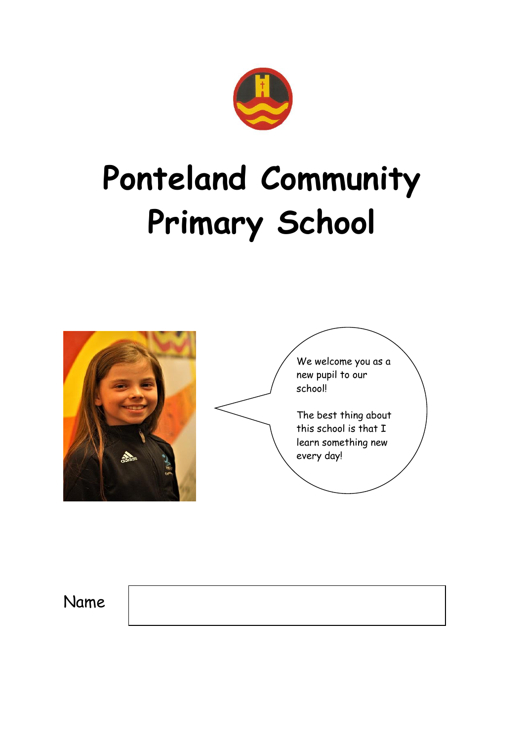# Ponteland Community Primary School

We welcome you as a new pupil to our school!

The best thing about this school is that I learn something new every day!

Name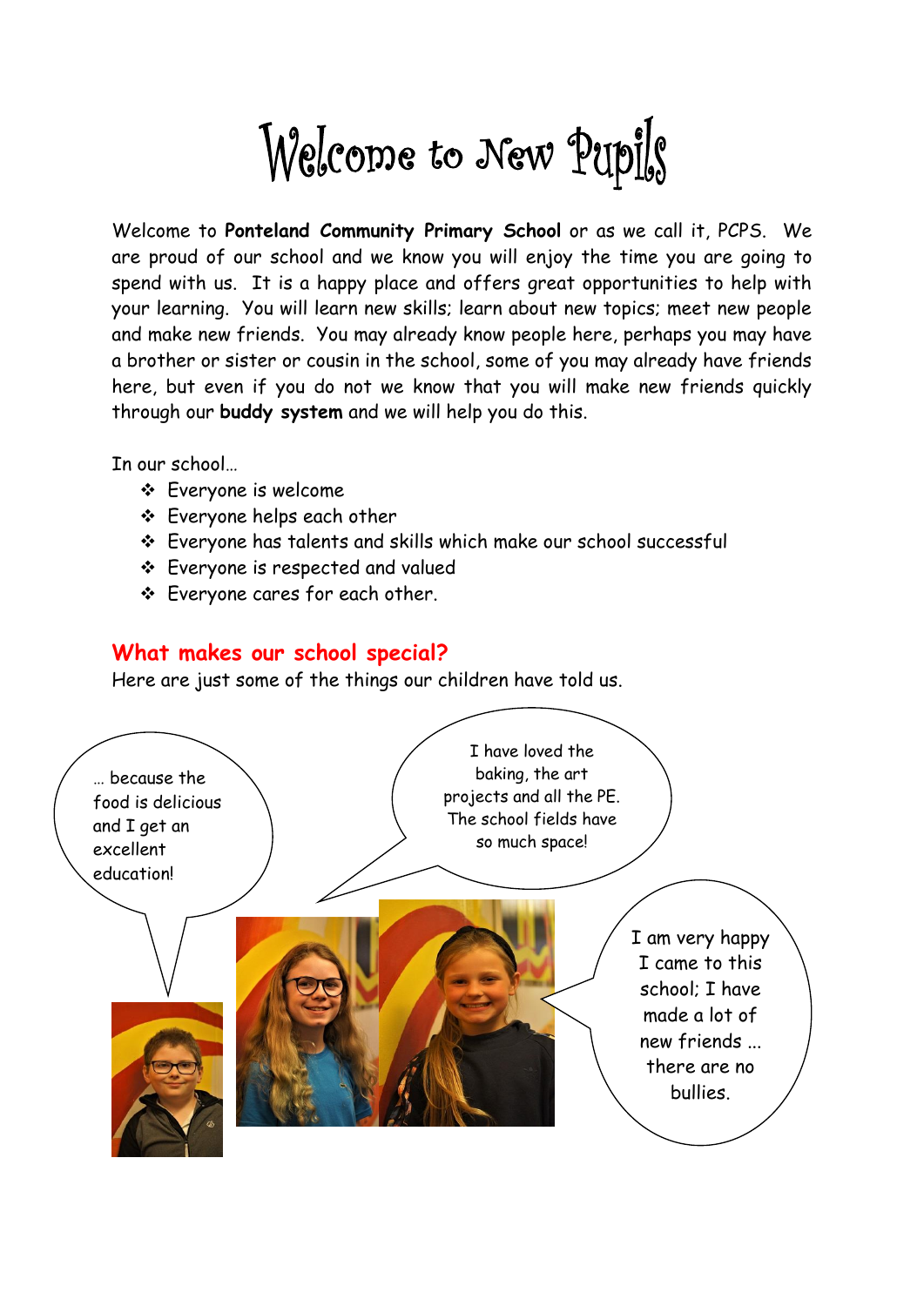# Welcome to New Pupils

Welcome to **Ponteland Community Primary School** or as we call it, PCPS. We are proud of our school and we know you will enjoy the time you are going to spend with us. It is a happy place and offers great opportunities to help with your learning. You will learn new skills; learn about new topics; meet new people and make new friends. You may already know people here, perhaps you may have a brother or sister or cousin in the school, some of you may already have friends here, but even if you do not we know that you will make new friends quickly through our **buddy system** and we will help you do this.

In our school…

- Everyone is welcome
- Everyone helps each other
- Everyone has talents and skills which make our school successful
- Everyone is respected and valued
- Everyone cares for each other.

## What makes our school special?

Here are just some of the things our children have told us.

… because the food is delicious and I get an excellent education!

I have loved the baking, the art projects and all the PE. The school fields have so much space!

I am very happy I came to this school; I have made a lot of new friends … there are no bullies.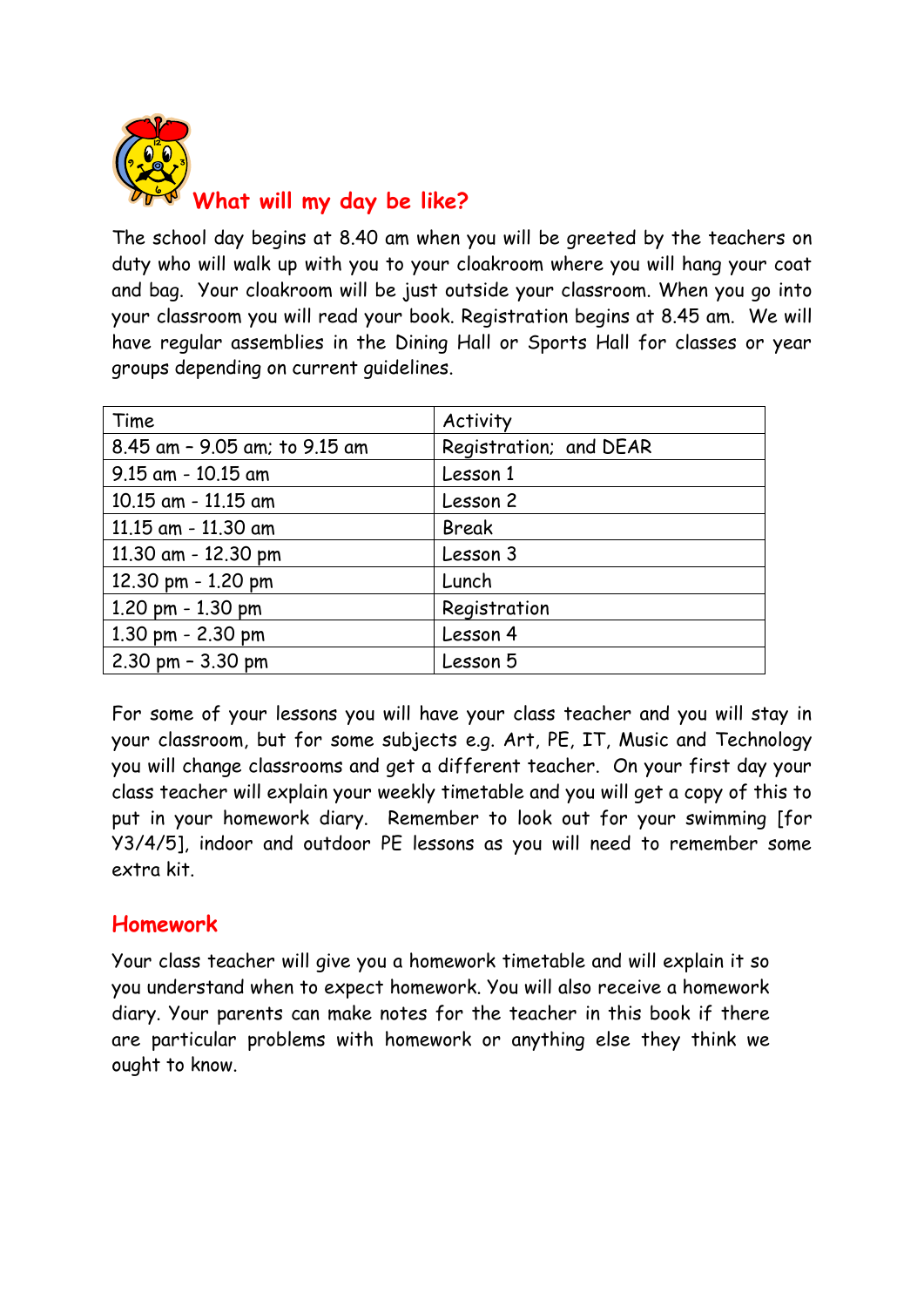## What will my day be like?

The school day begins at 8.40 am when you will be greeted by the teachers on duty who will walk up with you to your cloakroom where you will hang your coat and bag. Your cloakroom will be just outside your classroom. When you go into your classroom you will read your book. Registration begins at 8.45 am. We will have regular assemblies in the Dining Hall or Sports Hall for classes or year groups depending on current guidelines.

| Time | Activity |
|---|---|
| 8.45 am – 9.05 am; to 9.15 am | Registration; and DEAR |
| 9.15 am - 10.15 am | Lesson 1 |
| 10.15 am - 11.15 am | Lesson 2 |
| 11.15 am - 11.30 am | Break |
| 11.30 am - 12.30 pm | Lesson 3 |
| 12.30 pm - 1.20 pm | Lunch |
| 1.20 pm - 1.30 pm | Registration |
| 1.30 pm - 2.30 pm | Lesson 4 |
| 2.30 pm – 3.30 pm | Lesson 5 |

For some of your lessons you will have your class teacher and you will stay in your classroom, but for some subjects e.g. Art, PE, IT, Music and Technology you will change classrooms and get a different teacher. On your first day your class teacher will explain your weekly timetable and you will get a copy of this to put in your homework diary. Remember to look out for your swimming [for Y3/4/5], indoor and outdoor PE lessons as you will need to remember some extra kit.

## Homework

Your class teacher will give you a homework timetable and will explain it so you understand when to expect homework. You will also receive a homework diary. Your parents can make notes for the teacher in this book if there are particular problems with homework or anything else they think we ought to know.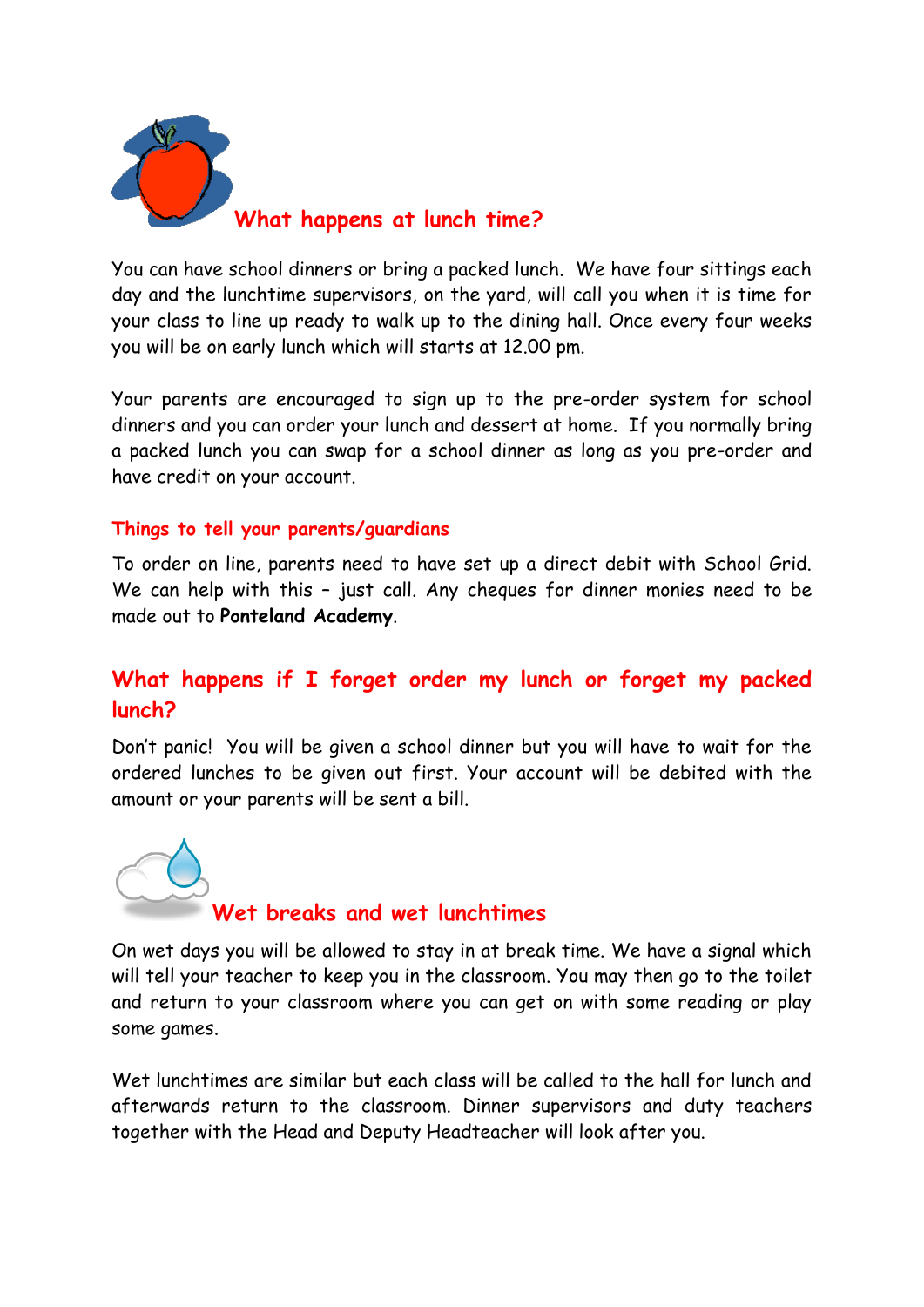## What happens at lunch time?

You can have school dinners or bring a packed lunch. We have four sittings each day and the lunchtime supervisors, on the yard, will call you when it is time for your class to line up ready to walk up to the dining hall. Once every four weeks you will be on early lunch which will starts at 12.00 pm.

Your parents are encouraged to sign up to the pre-order system for school dinners and you can order your lunch and dessert at home. If you normally bring a packed lunch you can swap for a school dinner as long as you pre-order and have credit on your account.

### Things to tell your parents/guardians

To order on line, parents need to have set up a direct debit with School Grid. We can help with this – just call. Any cheques for dinner monies need to be made out to **Ponteland Academy**.

## What happens if I forget order my lunch or forget my packed lunch?

Don't panic! You will be given a school dinner but you will have to wait for the ordered lunches to be given out first. Your account will be debited with the amount or your parents will be sent a bill.

## Wet breaks and wet lunchtimes

On wet days you will be allowed to stay in at break time. We have a signal which will tell your teacher to keep you in the classroom. You may then go to the toilet and return to your classroom where you can get on with some reading or play some games.

Wet lunchtimes are similar but each class will be called to the hall for lunch and afterwards return to the classroom. Dinner supervisors and duty teachers together with the Head and Deputy Headteacher will look after you.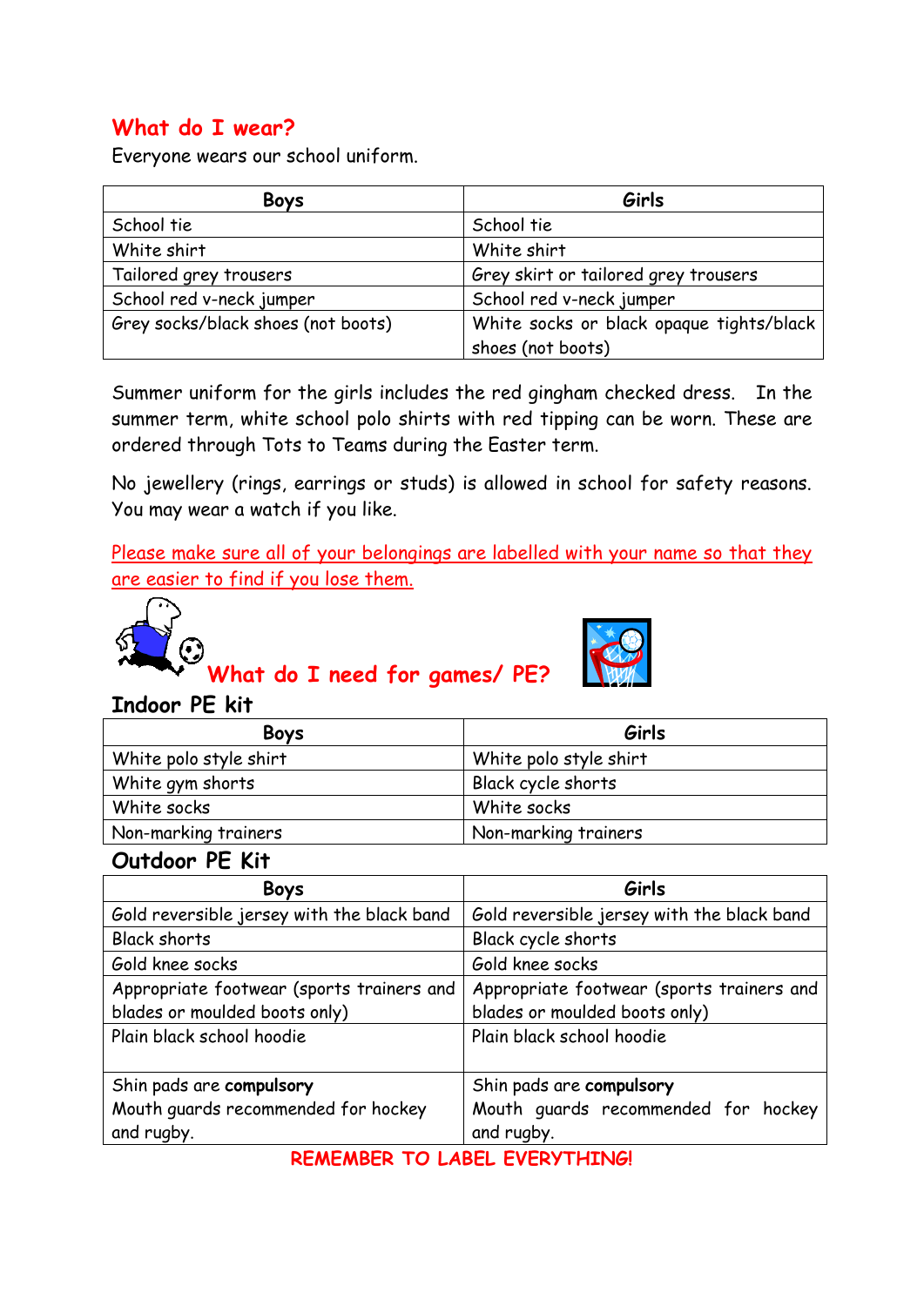## What do I wear?

Everyone wears our school uniform.

| Boys | Girls |
|---|---|
| School tie | School tie |
| White shirt | White shirt |
| Tailored grey trousers | Grey skirt or tailored grey trousers |
| School red v-neck jumper | School red v-neck jumper |
| Grey socks/black shoes (not boots) | White socks or black opaque tights/black shoes (not boots) |

Summer uniform for the girls includes the red gingham checked dress. In the summer term, white school polo shirts with red tipping can be worn. These are ordered through Tots to Teams during the Easter term.

No jewellery (rings, earrings or studs) is allowed in school for safety reasons. You may wear a watch if you like.

Please make sure all of your belongings are labelled with your name so that they are easier to find if you lose them.

## What do I need for games/ PE?

### Indoor PE kit

| Boys | Girls |
|---|---|
| White polo style shirt | White polo style shirt |
| White gym shorts | Black cycle shorts |
| White socks | White socks |
| Non-marking trainers | Non-marking trainers |

### Outdoor PE Kit

| Boys | Girls |
|---|---|
| Gold reversible jersey with the black band | Gold reversible jersey with the black band |
| Black shorts | Black cycle shorts |
| Gold knee socks | Gold knee socks |
| Appropriate footwear (sports trainers and blades or moulded boots only) | Appropriate footwear (sports trainers and blades or moulded boots only) |
| Plain black school hoodie | Plain black school hoodie |
| Shin pads are **compulsory** Mouth guards recommended for hockey and rugby. | Shin pads are **compulsory** Mouth guards recommended for hockey and rugby. |

**REMEMBER TO LABEL EVERYTHING!**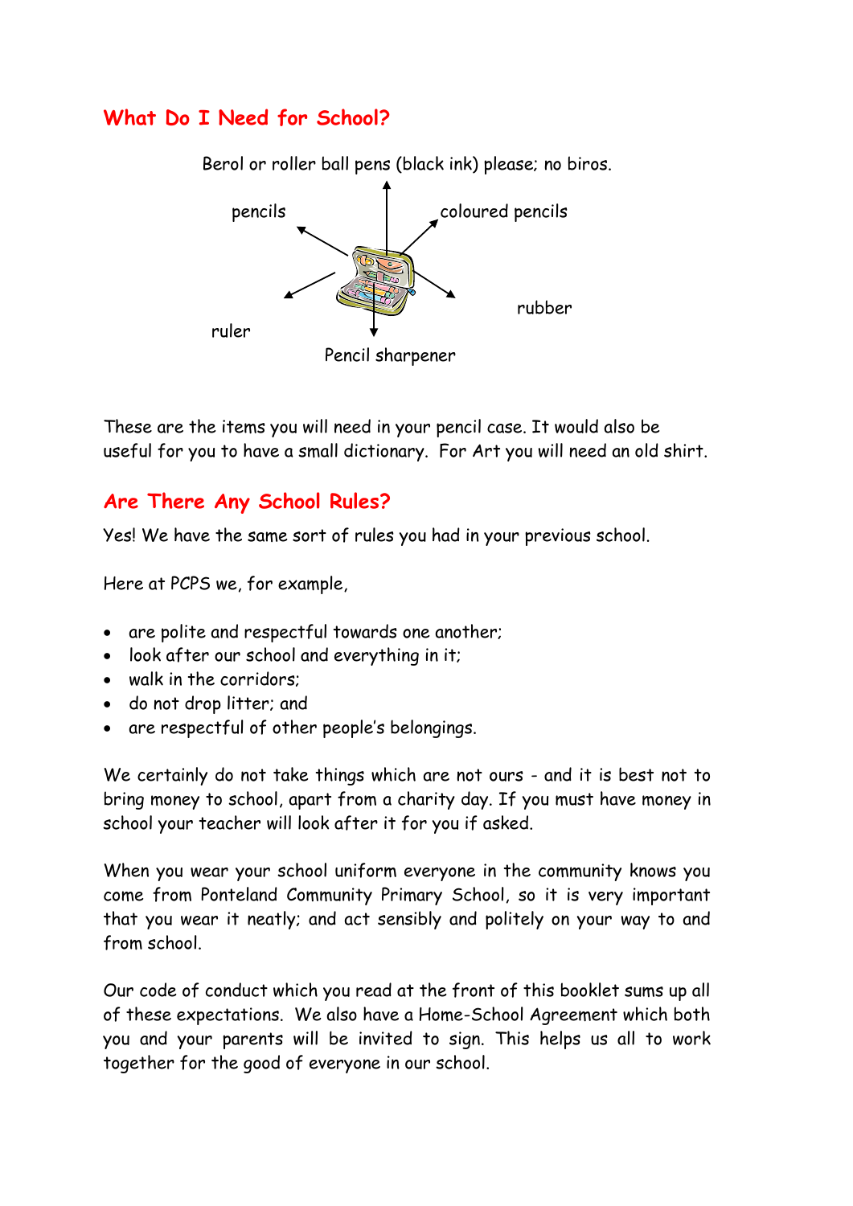## What Do I Need for School?

Berol or roller ball pens (black ink) please; no biros.

pencils

coloured pencils

rubber

ruler

Pencil sharpener

These are the items you will need in your pencil case. It would also be useful for you to have a small dictionary. For Art you will need an old shirt.

## Are There Any School Rules?

Yes! We have the same sort of rules you had in your previous school.

Here at PCPS we, for example,

- are polite and respectful towards one another;
- look after our school and everything in it;
- walk in the corridors;
- do not drop litter; and
- are respectful of other people's belongings.

We certainly do not take things which are not ours - and it is best not to bring money to school, apart from a charity day. If you must have money in school your teacher will look after it for you if asked.

When you wear your school uniform everyone in the community knows you come from Ponteland Community Primary School, so it is very important that you wear it neatly; and act sensibly and politely on your way to and from school.

Our code of conduct which you read at the front of this booklet sums up all of these expectations. We also have a Home-School Agreement which both you and your parents will be invited to sign. This helps us all to work together for the good of everyone in our school.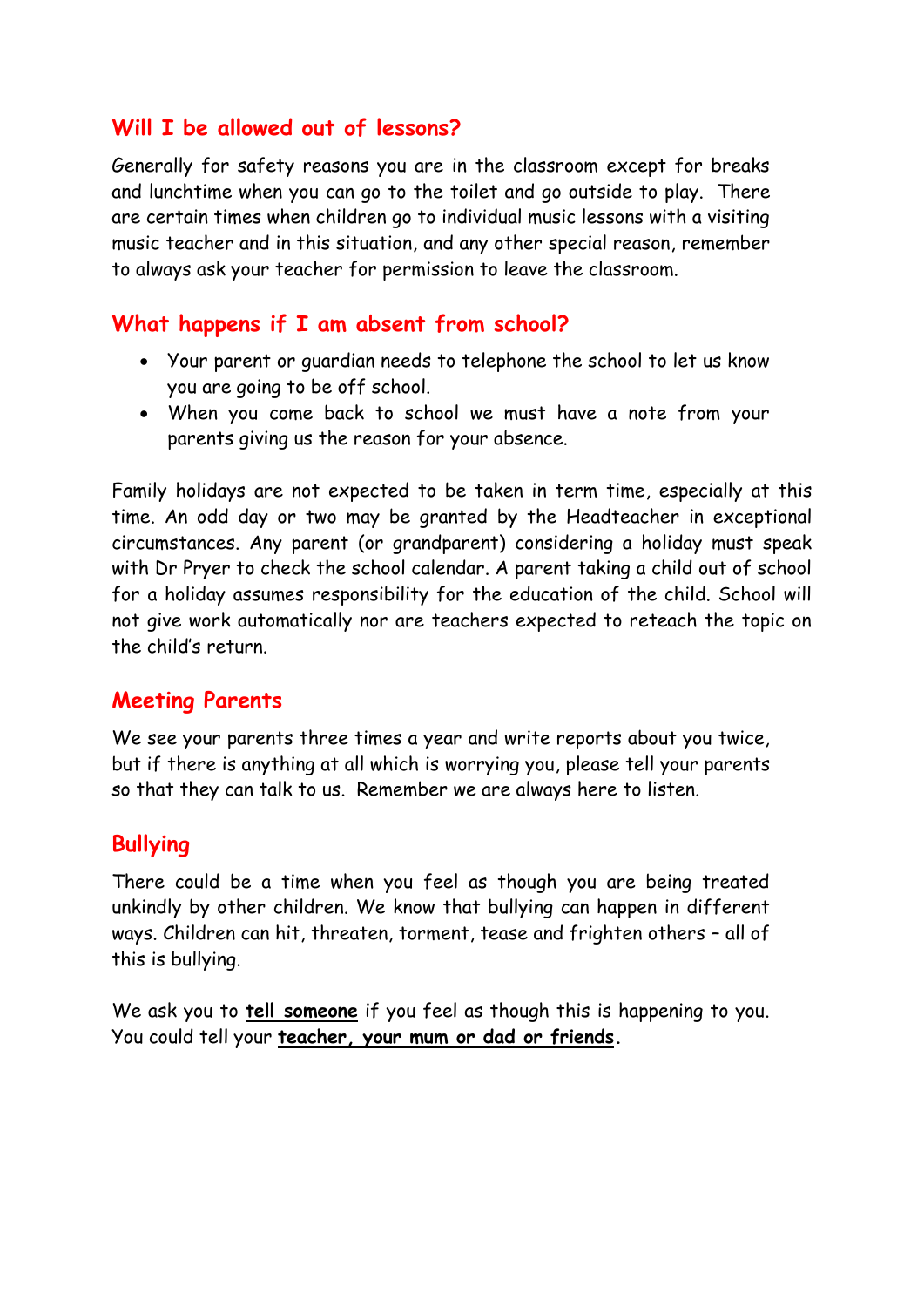## Will I be allowed out of lessons?

Generally for safety reasons you are in the classroom except for breaks and lunchtime when you can go to the toilet and go outside to play. There are certain times when children go to individual music lessons with a visiting music teacher and in this situation, and any other special reason, remember to always ask your teacher for permission to leave the classroom.

## What happens if I am absent from school?

- Your parent or guardian needs to telephone the school to let us know you are going to be off school.
- When you come back to school we must have a note from your parents giving us the reason for your absence.

Family holidays are not expected to be taken in term time, especially at this time. An odd day or two may be granted by the Headteacher in exceptional circumstances. Any parent (or grandparent) considering a holiday must speak with Dr Pryer to check the school calendar. A parent taking a child out of school for a holiday assumes responsibility for the education of the child. School will not give work automatically nor are teachers expected to reteach the topic on the child's return.

## Meeting Parents

We see your parents three times a year and write reports about you twice, but if there is anything at all which is worrying you, please tell your parents so that they can talk to us. Remember we are always here to listen.

## Bullying

There could be a time when you feel as though you are being treated unkindly by other children. We know that bullying can happen in different ways. Children can hit, threaten, torment, tease and frighten others – all of this is bullying.

We ask you to **tell someone** if you feel as though this is happening to you. You could tell your **teacher, your mum or dad or friends.**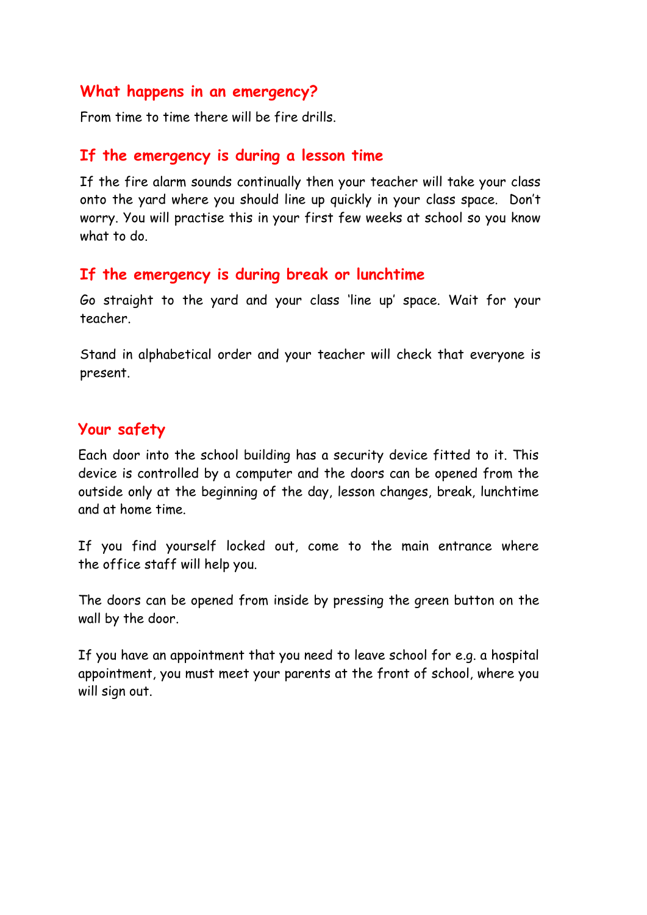## What happens in an emergency?

From time to time there will be fire drills.

## If the emergency is during a lesson time

If the fire alarm sounds continually then your teacher will take your class onto the yard where you should line up quickly in your class space. Don't worry. You will practise this in your first few weeks at school so you know what to do.

## If the emergency is during break or lunchtime

Go straight to the yard and your class 'line up' space. Wait for your teacher.

Stand in alphabetical order and your teacher will check that everyone is present.

## Your safety

Each door into the school building has a security device fitted to it. This device is controlled by a computer and the doors can be opened from the outside only at the beginning of the day, lesson changes, break, lunchtime and at home time.

If you find yourself locked out, come to the main entrance where the office staff will help you.

The doors can be opened from inside by pressing the green button on the wall by the door.

If you have an appointment that you need to leave school for e.g. a hospital appointment, you must meet your parents at the front of school, where you will sign out.